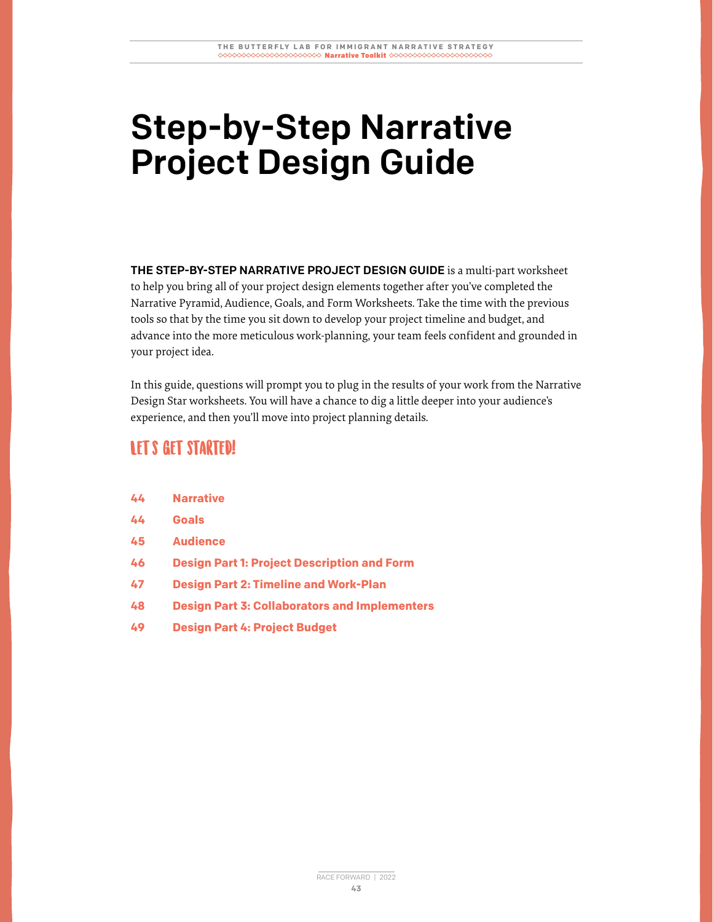# Step-by-Step Narrative Project Design Guide

**THE STEP-BY-STEP NARRATIVE PROJECT DESIGN GUIDE** is a multi-part worksheet to help you bring all of your project design elements together after you've completed the Narrative Pyramid, Audience, Goals, and Form Worksheets. Take the time with the previous tools so that by the time you sit down to develop your project timeline and budget, and advance into the more meticulous work-planning, your team feels confident and grounded in your project idea.

In this guide, questions will prompt you to plug in the results of your work from the Narrative Design Star worksheets. You will have a chance to dig a little deeper into your audience's experience, and then you'll move into project planning details.

## LET'S GET STARTED!

| | |
|---|---|
| 44 | Narrative |
| 44 | Goals |
| 45 | Audience |
| 46 | Design Part 1: Project Description and Form |
| 47 | Design Part 2: Timeline and Work-Plan |
| 48 | Design Part 3: Collaborators and Implementers |
| 49 | Design Part 4: Project Budget |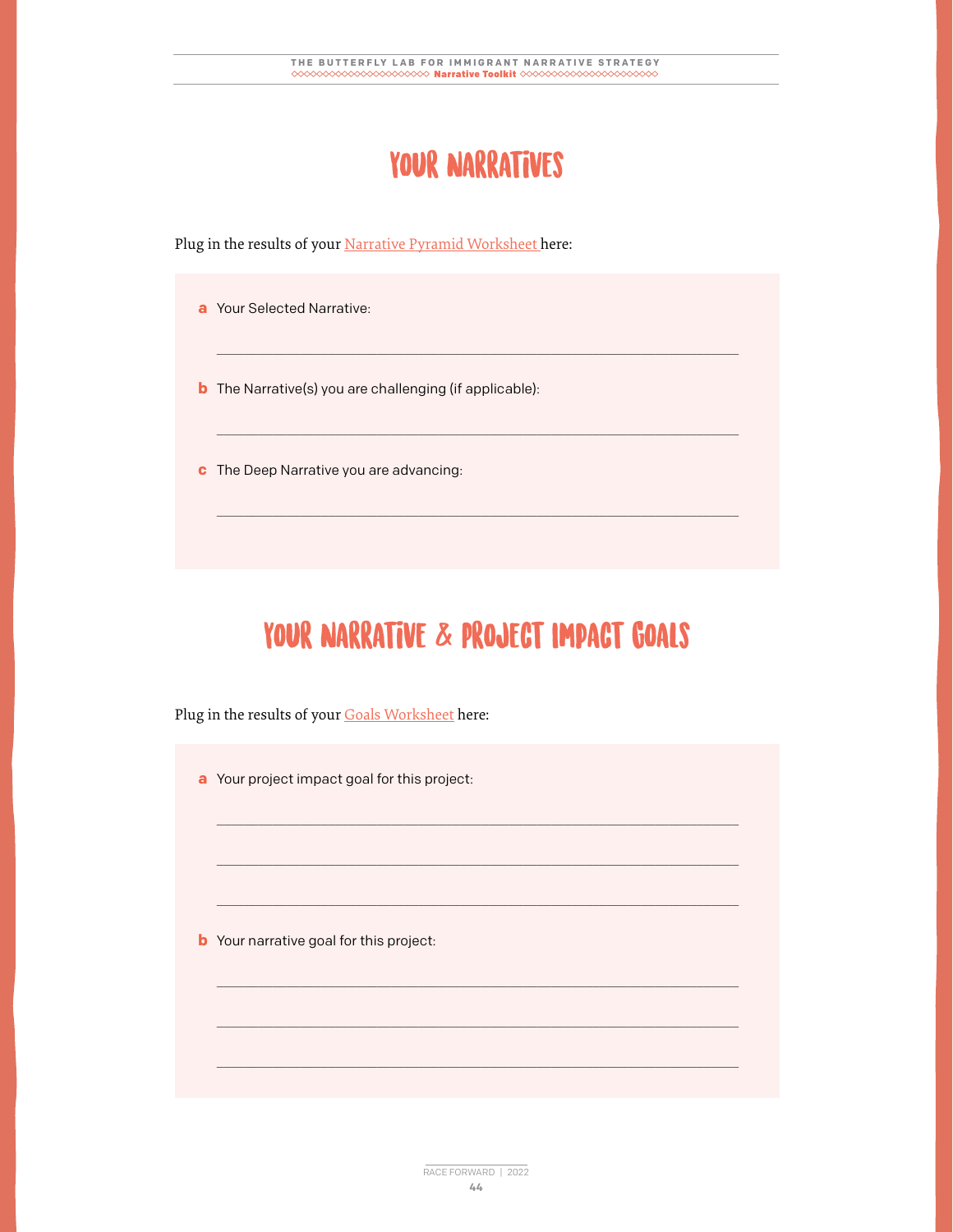# YOUR NARRATIVES

Plug in the results of your Narrative Pyramid Worksheet here:

**a** Your Selected Narrative:

_______________________________________________

**b** The Narrative(s) you are challenging (if applicable):

_______________________________________________

**c** The Deep Narrative you are advancing:

_______________________________________________

# YOUR NARRATIVE & PROJECT IMPACT GOALS

Plug in the results of your Goals Worksheet here:

**a** Your project impact goal for this project:

_______________________________________________

_______________________________________________

_______________________________________________

**b** Your narrative goal for this project:

_______________________________________________

_______________________________________________

_______________________________________________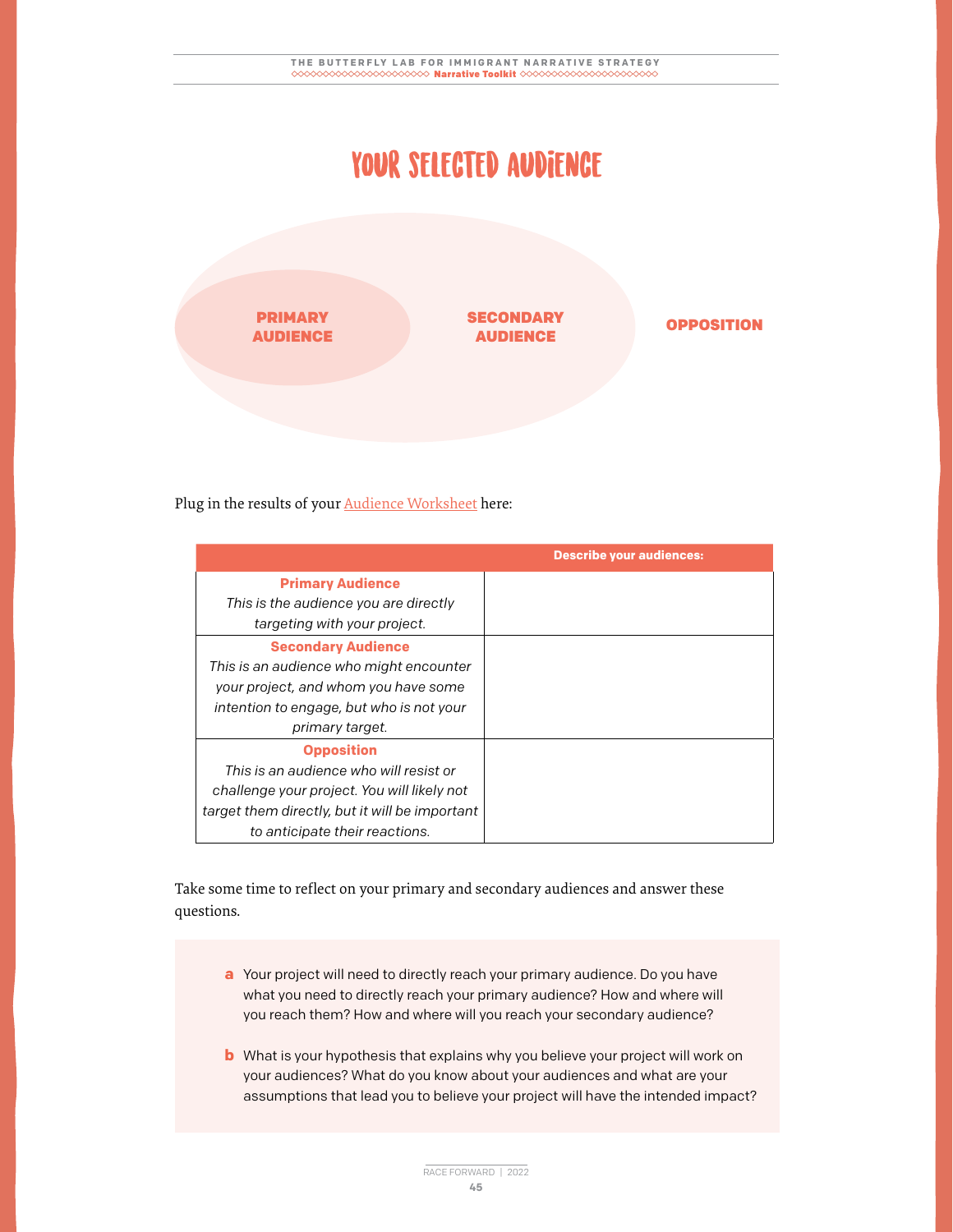# YOUR SELECTED AUDIENCE

**PRIMARY AUDIENCE** **SECONDARY AUDIENCE** **OPPOSITION**

Plug in the results of your Audience Worksheet here:

| | Describe your audiences: |
|---|---|
| **Primary Audience** *This is the audience you are directly targeting with your project.* | |
| **Secondary Audience** *This is an audience who might encounter your project, and whom you have some intention to engage, but who is not your primary target.* | |
| **Opposition** *This is an audience who will resist or challenge your project. You will likely not target them directly, but it will be important to anticipate their reactions.* | |

Take some time to reflect on your primary and secondary audiences and answer these questions.

**a** Your project will need to directly reach your primary audience. Do you have what you need to directly reach your primary audience? How and where will you reach them? How and where will you reach your secondary audience?

**b** What is your hypothesis that explains why you believe your project will work on your audiences? What do you know about your audiences and what are your assumptions that lead you to believe your project will have the intended impact?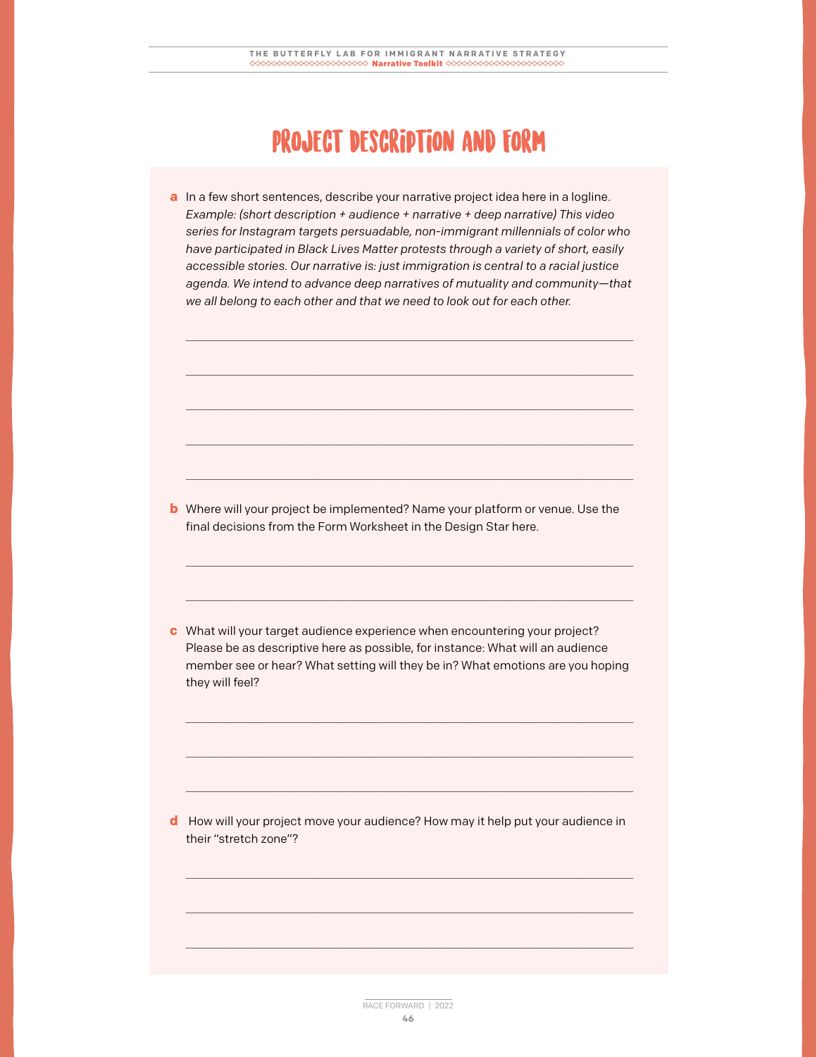# PROJECT DESCRIPTION AND FORM

**a** In a few short sentences, describe your narrative project idea here in a logline. *Example: (short description + audience + narrative + deep narrative) This video series for Instagram targets persuadable, non-immigrant millennials of color who have participated in Black Lives Matter protests through a variety of short, easily accessible stories. Our narrative is: just immigration is central to a racial justice agenda. We intend to advance deep narratives of mutuality and community—that we all belong to each other and that we need to look out for each other.*

\_\_\_\_\_\_\_\_\_\_\_\_\_\_\_\_\_\_\_\_\_\_\_\_\_\_\_\_\_\_\_\_\_\_\_\_\_\_\_\_\_\_\_\_\_\_\_\_\_\_\_\_\_\_\_\_\_\_\_\_

\_\_\_\_\_\_\_\_\_\_\_\_\_\_\_\_\_\_\_\_\_\_\_\_\_\_\_\_\_\_\_\_\_\_\_\_\_\_\_\_\_\_\_\_\_\_\_\_\_\_\_\_\_\_\_\_\_\_\_\_

\_\_\_\_\_\_\_\_\_\_\_\_\_\_\_\_\_\_\_\_\_\_\_\_\_\_\_\_\_\_\_\_\_\_\_\_\_\_\_\_\_\_\_\_\_\_\_\_\_\_\_\_\_\_\_\_\_\_\_\_

\_\_\_\_\_\_\_\_\_\_\_\_\_\_\_\_\_\_\_\_\_\_\_\_\_\_\_\_\_\_\_\_\_\_\_\_\_\_\_\_\_\_\_\_\_\_\_\_\_\_\_\_\_\_\_\_\_\_\_\_

\_\_\_\_\_\_\_\_\_\_\_\_\_\_\_\_\_\_\_\_\_\_\_\_\_\_\_\_\_\_\_\_\_\_\_\_\_\_\_\_\_\_\_\_\_\_\_\_\_\_\_\_\_\_\_\_\_\_\_\_

**b** Where will your project be implemented? Name your platform or venue. Use the final decisions from the Form Worksheet in the Design Star here.

\_\_\_\_\_\_\_\_\_\_\_\_\_\_\_\_\_\_\_\_\_\_\_\_\_\_\_\_\_\_\_\_\_\_\_\_\_\_\_\_\_\_\_\_\_\_\_\_\_\_\_\_\_\_\_\_\_\_\_\_

\_\_\_\_\_\_\_\_\_\_\_\_\_\_\_\_\_\_\_\_\_\_\_\_\_\_\_\_\_\_\_\_\_\_\_\_\_\_\_\_\_\_\_\_\_\_\_\_\_\_\_\_\_\_\_\_\_\_\_\_

**c** What will your target audience experience when encountering your project? Please be as descriptive here as possible, for instance: What will an audience member see or hear? What setting will they be in? What emotions are you hoping they will feel?

\_\_\_\_\_\_\_\_\_\_\_\_\_\_\_\_\_\_\_\_\_\_\_\_\_\_\_\_\_\_\_\_\_\_\_\_\_\_\_\_\_\_\_\_\_\_\_\_\_\_\_\_\_\_\_\_\_\_\_\_

\_\_\_\_\_\_\_\_\_\_\_\_\_\_\_\_\_\_\_\_\_\_\_\_\_\_\_\_\_\_\_\_\_\_\_\_\_\_\_\_\_\_\_\_\_\_\_\_\_\_\_\_\_\_\_\_\_\_\_\_

\_\_\_\_\_\_\_\_\_\_\_\_\_\_\_\_\_\_\_\_\_\_\_\_\_\_\_\_\_\_\_\_\_\_\_\_\_\_\_\_\_\_\_\_\_\_\_\_\_\_\_\_\_\_\_\_\_\_\_\_

**d** How will your project move your audience? How may it help put your audience in their "stretch zone"?

\_\_\_\_\_\_\_\_\_\_\_\_\_\_\_\_\_\_\_\_\_\_\_\_\_\_\_\_\_\_\_\_\_\_\_\_\_\_\_\_\_\_\_\_\_\_\_\_\_\_\_\_\_\_\_\_\_\_\_\_

\_\_\_\_\_\_\_\_\_\_\_\_\_\_\_\_\_\_\_\_\_\_\_\_\_\_\_\_\_\_\_\_\_\_\_\_\_\_\_\_\_\_\_\_\_\_\_\_\_\_\_\_\_\_\_\_\_\_\_\_

\_\_\_\_\_\_\_\_\_\_\_\_\_\_\_\_\_\_\_\_\_\_\_\_\_\_\_\_\_\_\_\_\_\_\_\_\_\_\_\_\_\_\_\_\_\_\_\_\_\_\_\_\_\_\_\_\_\_\_\_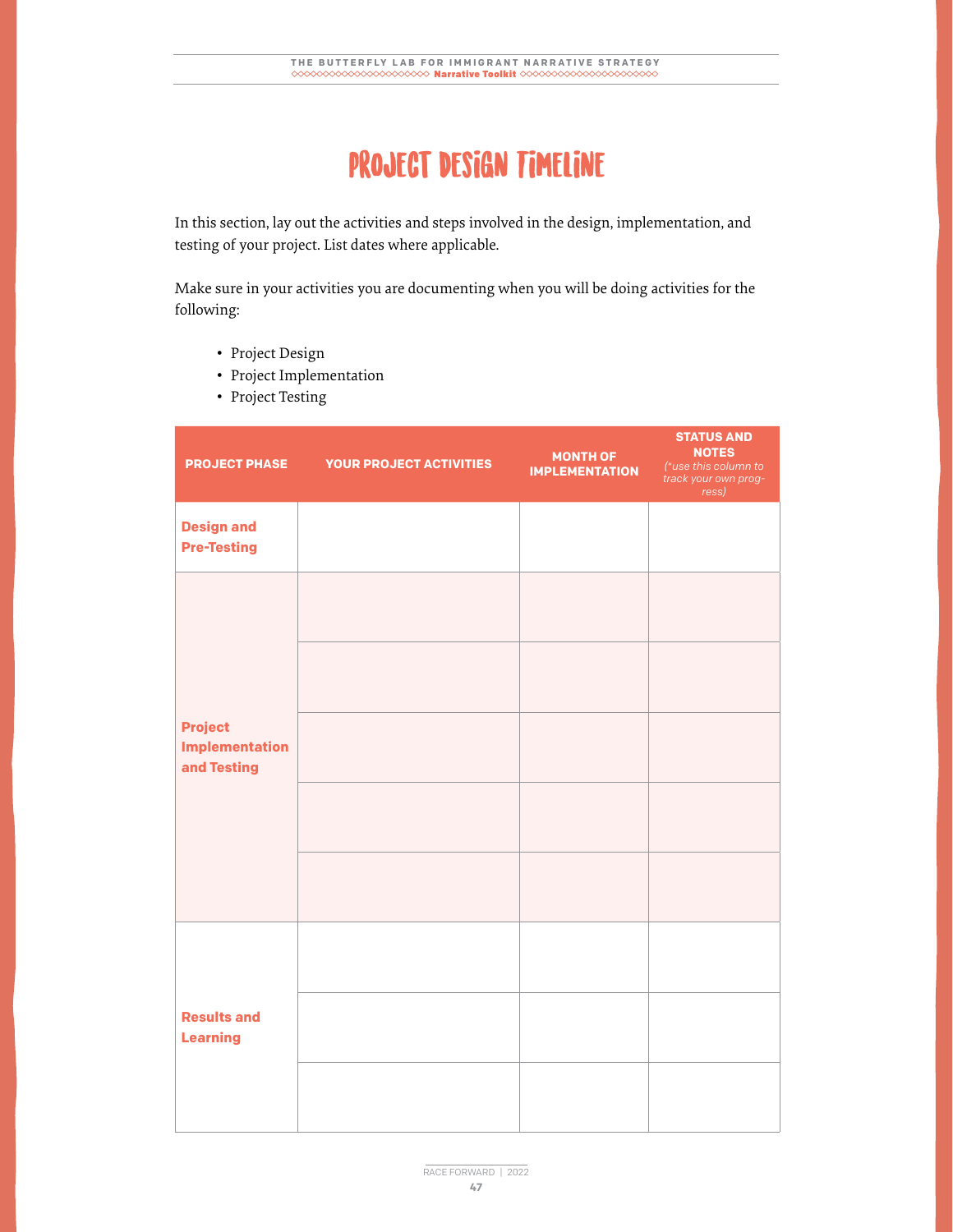# PROJECT DESIGN TIMELINE

In this section, lay out the activities and steps involved in the design, implementation, and testing of your project. List dates where applicable.

Make sure in your activities you are documenting when you will be doing activities for the following:

- Project Design
- Project Implementation
- Project Testing

| PROJECT PHASE | YOUR PROJECT ACTIVITIES | MONTH OF IMPLEMENTATION | STATUS AND NOTES *(\*use this column to track your own progress)* |
|---|---|---|---|
| **Design and Pre-Testing** | | | |
| **Project Implementation and Testing** | | | |
| | | | |
| | | | |
| | | | |
| | | | |
| **Results and Learning** | | | |
| | | | |
| | | | |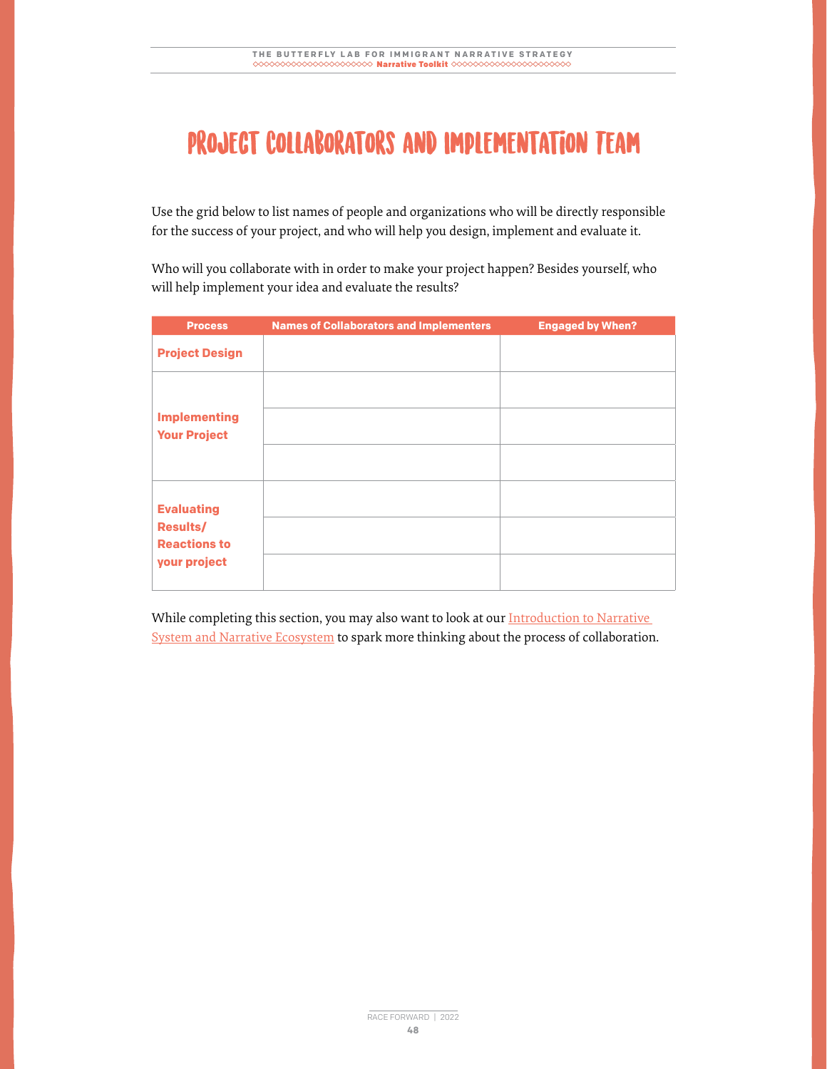# PROJECT COLLABORATORS AND IMPLEMENTATION TEAM

Use the grid below to list names of people and organizations who will be directly responsible for the success of your project, and who will help you design, implement and evaluate it.

Who will you collaborate with in order to make your project happen? Besides yourself, who will help implement your idea and evaluate the results?

| Process | Names of Collaborators and Implementers | Engaged by When? |
| --- | --- | --- |
| **Project Design** | | |
| **Implementing Your Project** | | |
| | | |
| | | |
| **Evaluating Results/ Reactions to your project** | | |
| | | |
| | | |

While completing this section, you may also want to look at our Introduction to Narrative System and Narrative Ecosystem to spark more thinking about the process of collaboration.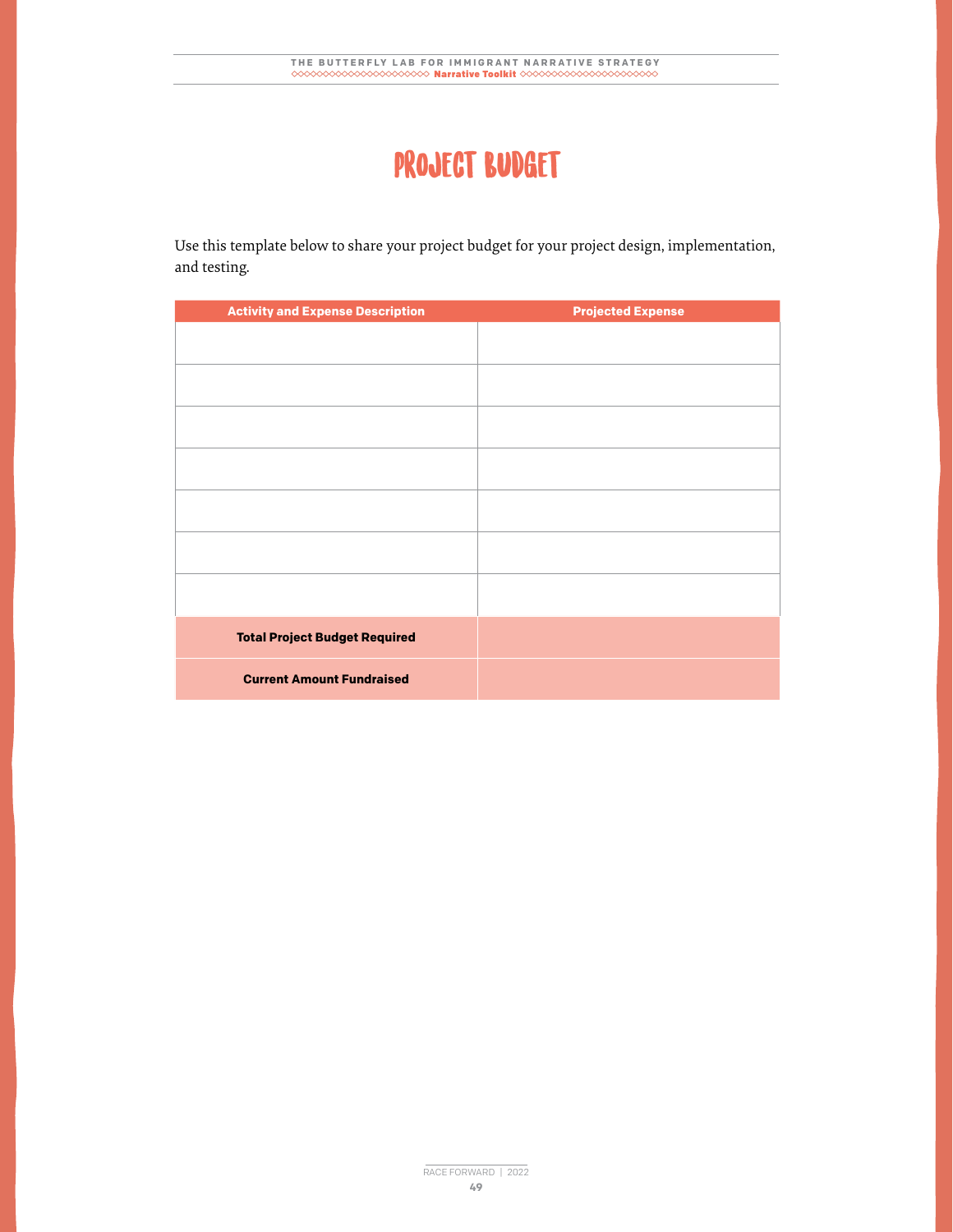# PROJECT BUDGET

Use this template below to share your project budget for your project design, implementation, and testing.

| Activity and Expense Description | Projected Expense |
|---|---|
| | |
| | |
| | |
| | |
| | |
| | |
| | |
| **Total Project Budget Required** | |
| **Current Amount Fundraised** | |